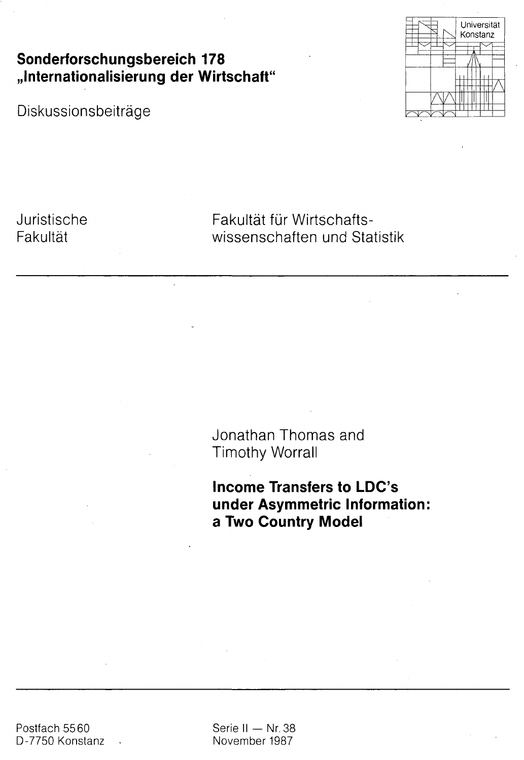**Sonderforschungsbereich 178**
**„Internationalisierung der Wirtschaft"**

Diskussionsbeiträge

Universität Konstanz

Juristische Fakultät

Fakultät für Wirtschaftswissenschaften und Statistik

---

Jonathan Thomas and Timothy Worrall

# Income Transfers to LDC's under Asymmetric Information: a Two Country Model

---

Postfach 5560
D-7750 Konstanz

Serie II — Nr. 38
November 1987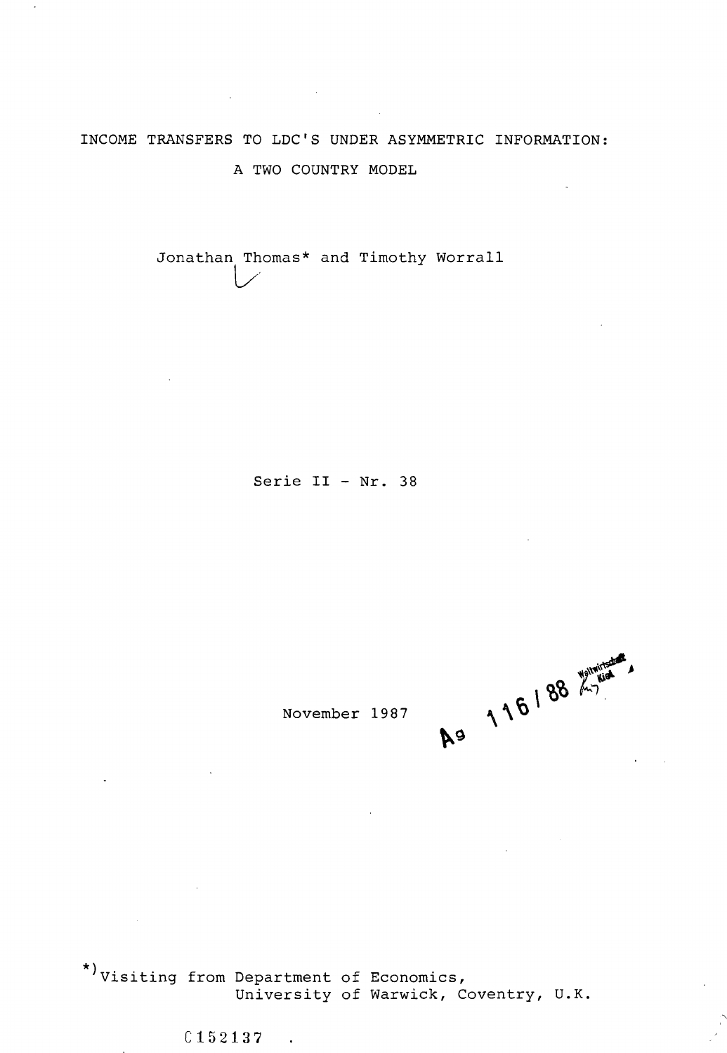# INCOME TRANSFERS TO LDC'S UNDER ASYMMETRIC INFORMATION:

## A TWO COUNTRY MODEL

Jonathan Thomas* and Timothy Worrall

Serie II - Nr. 38

November 1987

A9 116/88 Weltwirtschaft Kiel

*) Visiting from Department of Economics, University of Warwick, Coventry, U.K.

C152137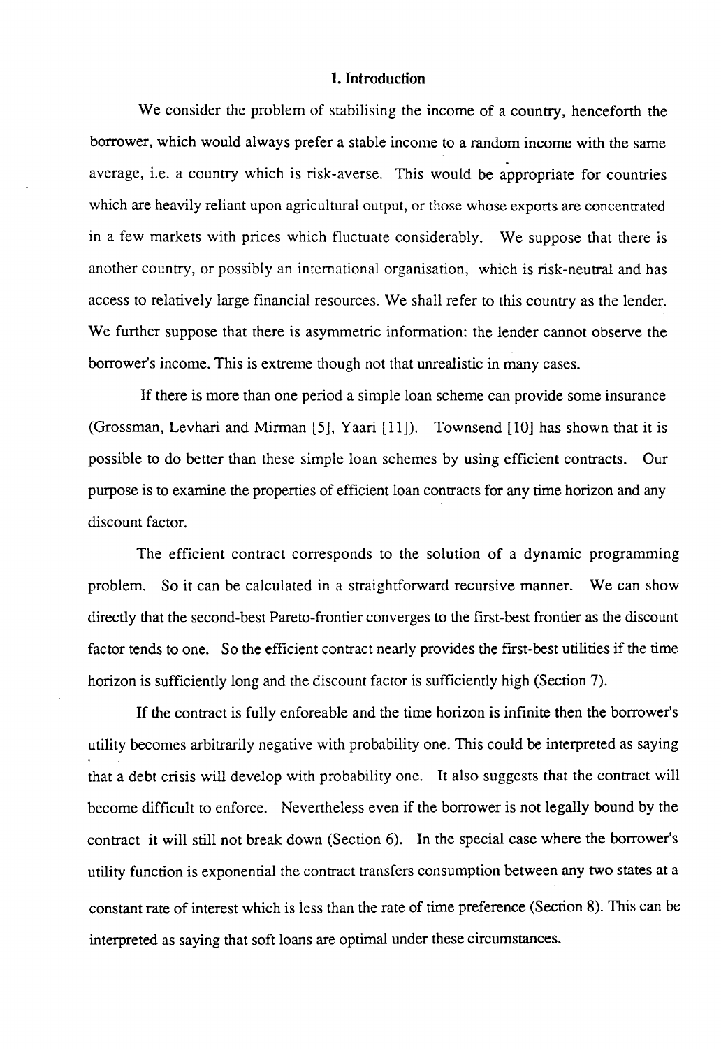## 1. Introduction

We consider the problem of stabilising the income of a country, henceforth the borrower, which would always prefer a stable income to a random income with the same average, i.e. a country which is risk-averse. This would be appropriate for countries which are heavily reliant upon agricultural output, or those whose exports are concentrated in a few markets with prices which fluctuate considerably. We suppose that there is another country, or possibly an international organisation, which is risk-neutral and has access to relatively large financial resources. We shall refer to this country as the lender. We further suppose that there is asymmetric information: the lender cannot observe the borrower's income. This is extreme though not that unrealistic in many cases.

If there is more than one period a simple loan scheme can provide some insurance (Grossman, Levhari and Mirman [5], Yaari [11]). Townsend [10] has shown that it is possible to do better than these simple loan schemes by using efficient contracts. Our purpose is to examine the properties of efficient loan contracts for any time horizon and any discount factor.

The efficient contract corresponds to the solution of a dynamic programming problem. So it can be calculated in a straightforward recursive manner. We can show directly that the second-best Pareto-frontier converges to the first-best frontier as the discount factor tends to one. So the efficient contract nearly provides the first-best utilities if the time horizon is sufficiently long and the discount factor is sufficiently high (Section 7).

If the contract is fully enforeable and the time horizon is infinite then the borrower's utility becomes arbitrarily negative with probability one. This could be interpreted as saying that a debt crisis will develop with probability one. It also suggests that the contract will become difficult to enforce. Nevertheless even if the borrower is not legally bound by the contract it will still not break down (Section 6). In the special case where the borrower's utility function is exponential the contract transfers consumption between any two states at a constant rate of interest which is less than the rate of time preference (Section 8). This can be interpreted as saying that soft loans are optimal under these circumstances.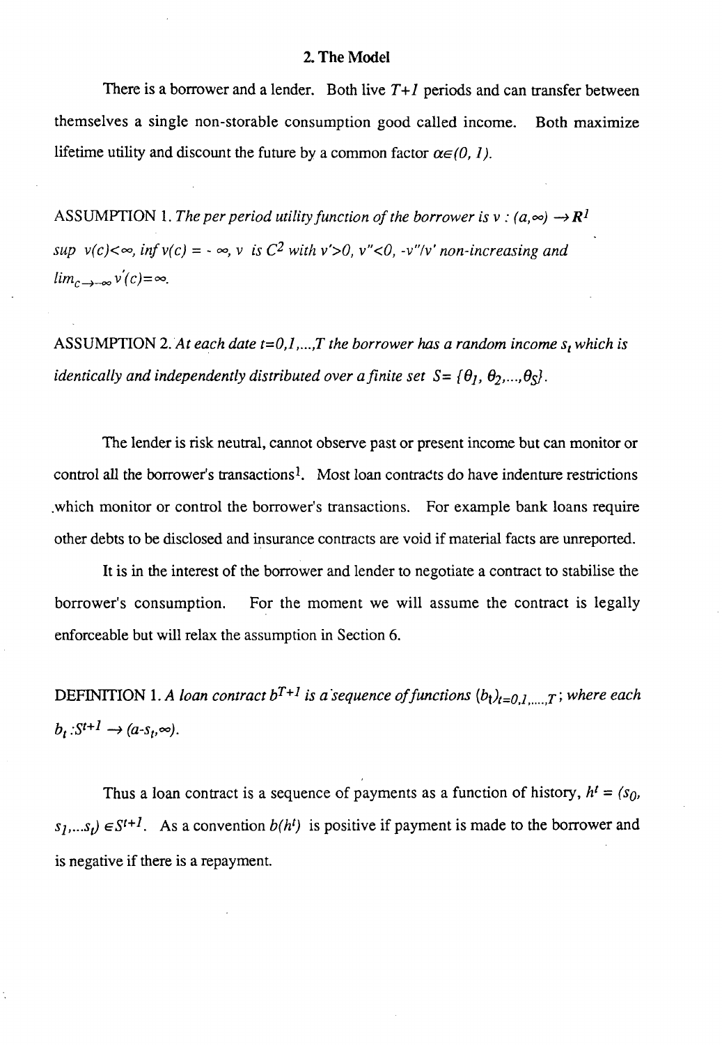## 2. The Model

There is a borrower and a lender. Both live $T+1$ periods and can transfer between themselves a single non-storable consumption good called income. Both maximize lifetime utility and discount the future by a common factor $\alpha \in (0, 1)$.

ASSUMPTION 1. *The per period utility function of the borrower is* $v : (a,\infty) \to \mathbf{R}^1$ $\sup\ v(c)<\infty$, $\inf v(c) = -\infty$, $v$ *is* $C^2$ *with* $v'>0$, $v''<0$, $-v''/v'$ *non-increasing and* $\lim_{c \to -\infty} v'(c)=\infty$.

ASSUMPTION 2. *At each date* $t=0,1,...,T$ *the borrower has a random income* $s_t$ *which is identically and independently distributed over a finite set* $S = \{\theta_1, \theta_2,...,\theta_S\}$.

The lender is risk neutral, cannot observe past or present income but can monitor or control all the borrower's transactions[1]. Most loan contracts do have indenture restrictions which monitor or control the borrower's transactions. For example bank loans require other debts to be disclosed and insurance contracts are void if material facts are unreported.

It is in the interest of the borrower and lender to negotiate a contract to stabilise the borrower's consumption. For the moment we will assume the contract is legally enforceable but will relax the assumption in Section 6.

DEFINITION 1. *A loan contract* $b^{T+1}$ *is a sequence of functions* $(b_t)_{t=0,1,....,T}$; *where each* $b_t : S^{t+1} \to (a-s_t,\infty)$.

Thus a loan contract is a sequence of payments as a function of history, $h^t = (s_0, s_1,...s_t) \in S^{t+1}$. As a convention $b(h^t)$ is positive if payment is made to the borrower and is negative if there is a repayment.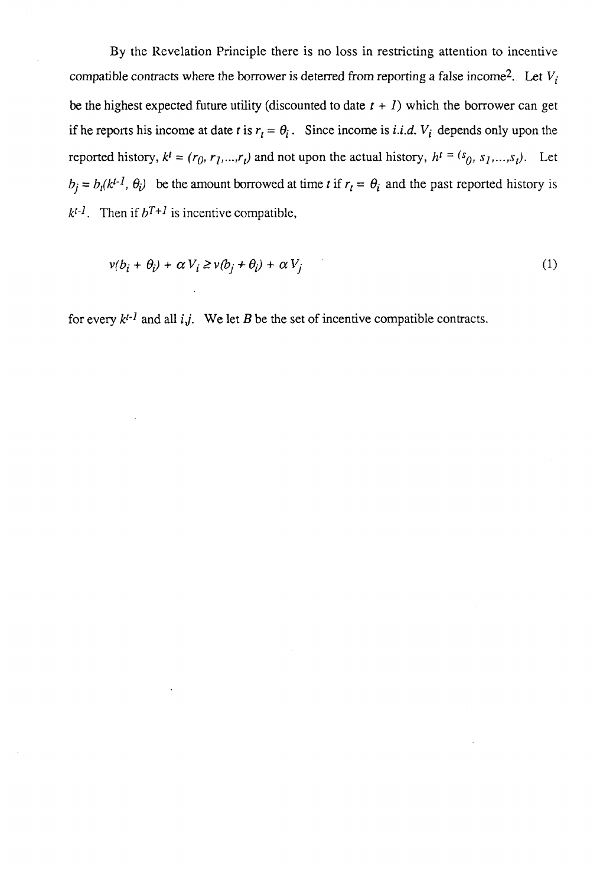By the Revelation Principle there is no loss in restricting attention to incentive compatible contracts where the borrower is deterred from reporting a false income[2]. Let $V_i$ be the highest expected future utility (discounted to date $t + 1$) which the borrower can get if he reports his income at date $t$ is $r_t = \theta_i$. Since income is *i.i.d.* $V_i$ depends only upon the reported history, $k^t = (r_0, r_1, \ldots, r_t)$ and not upon the actual history, $h^t = (s_0, s_1, \ldots, s_t)$. Let $b_j = b_t(k^{t-1}, \theta_j)$ be the amount borrowed at time $t$ if $r_t = \theta_i$ and the past reported history is $k^{t-1}$. Then if $b^{T+1}$ is incentive compatible,

$$v(b_i + \theta_i) + \alpha V_i \geq v(b_j + \theta_i) + \alpha V_j \tag{1}$$

for every $k^{t-1}$ and all $i,j$. We let $B$ be the set of incentive compatible contracts.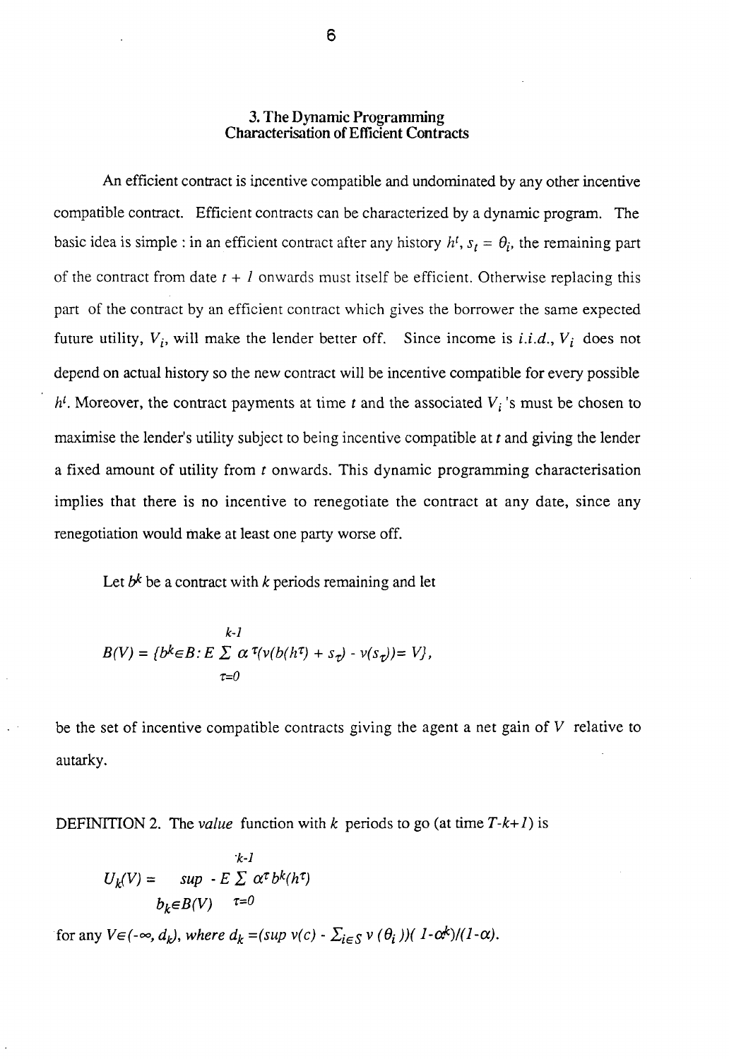## 3. The Dynamic Programming Characterisation of Efficient Contracts

An efficient contract is incentive compatible and undominated by any other incentive compatible contract. Efficient contracts can be characterized by a dynamic program. The basic idea is simple : in an efficient contract after any history $h^t$, $s_t = \theta_i$, the remaining part of the contract from date $t + 1$ onwards must itself be efficient. Otherwise replacing this part of the contract by an efficient contract which gives the borrower the same expected future utility, $V_i$, will make the lender better off. Since income is *i.i.d.*, $V_i$ does not depend on actual history so the new contract will be incentive compatible for every possible $h^t$. Moreover, the contract payments at time $t$ and the associated $V_i$'s must be chosen to maximise the lender's utility subject to being incentive compatible at $t$ and giving the lender a fixed amount of utility from $t$ onwards. This dynamic programming characterisation implies that there is no incentive to renegotiate the contract at any date, since any renegotiation would make at least one party worse off.

Let $b^k$ be a contract with $k$ periods remaining and let

$$B(V) = \{b^k \in B : E \sum_{\tau=0}^{k-1} \alpha^{\tau}(v(b(h^{\tau}) + s_{\tau}) - v(s_{\tau})) = V\},$$

be the set of incentive compatible contracts giving the agent a net gain of $V$ relative to autarky.

DEFINITION 2. The *value* function with $k$ periods to go (at time $T$-$k$+$1$) is

$$U_k(V) = \sup_{b_k \in B(V)} -E \sum_{\tau=0}^{k-1} \alpha^{\tau} b^k(h^{\tau})$$

for any $V \in (-\infty, d_k)$, where $d_k = (\sup v(c) - \sum_{i \in S} v(\theta_i))(1-\alpha^k)/(1-\alpha)$.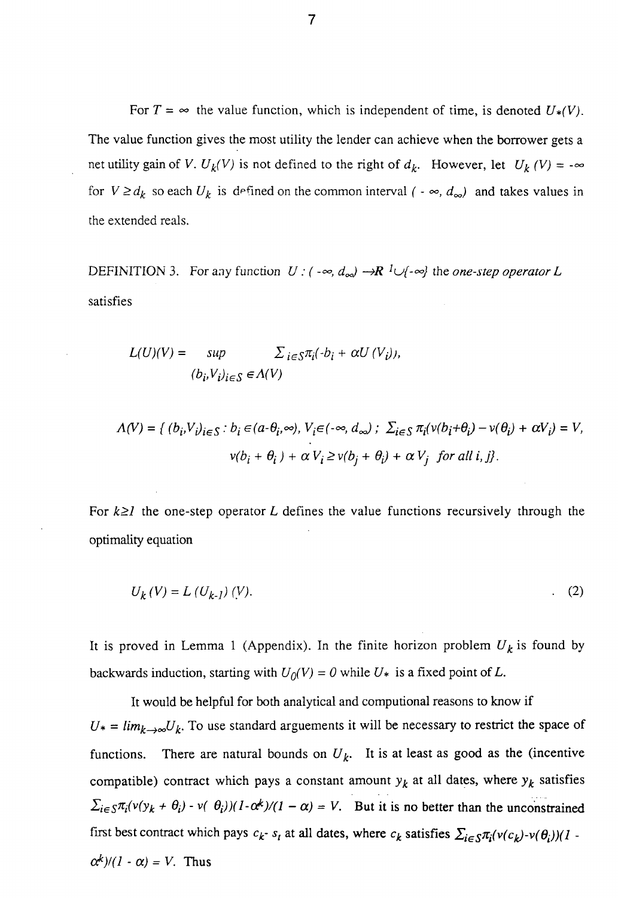For $T = \infty$ the value function, which is independent of time, is denoted $U_*(V)$. The value function gives the most utility the lender can achieve when the borrower gets a net utility gain of $V$. $U_k(V)$ is not defined to the right of $d_k$. However, let $U_k(V) = -\infty$ for $V \geq d_k$ so each $U_k$ is defined on the common interval $(-\infty, d_\infty)$ and takes values in the extended reals.

DEFINITION 3. For any function $U : (-\infty, d_\infty) \to R^1 \cup \{-\infty\}$ the *one-step operator L* satisfies

$$L(U)(V) = \sup_{(b_i, V_i)_{i \in S} \in \Lambda(V)} \Sigma_{i \in S} \pi_i(-b_i + \alpha U(V_i)),$$

$$\Lambda(V) = \{ (b_i, V_i)_{i \in S} : b_i \in (a - \theta_i, \infty),\ V_i \in (-\infty, d_\infty)\ ;\ \Sigma_{i \in S} \pi_i(v(b_i + \theta_i) - v(\theta_i) + \alpha V_i) = V,$$
$$v(b_i + \theta_i) + \alpha V_i \geq v(b_j + \theta_i) + \alpha V_j \ \ \textit{for all } i, j\}.$$

For $k \geq 1$ the one-step operator $L$ defines the value functions recursively through the optimality equation

$$U_k(V) = L(U_{k-1})(V). \tag{2}$$

It is proved in Lemma 1 (Appendix). In the finite horizon problem $U_k$ is found by backwards induction, starting with $U_0(V) = 0$ while $U_*$ is a fixed point of $L$.

It would be helpful for both analytical and computional reasons to know if $U_* = lim_{k \to \infty} U_k$. To use standard arguements it will be necessary to restrict the space of functions. There are natural bounds on $U_k$. It is at least as good as the (incentive compatible) contract which pays a constant amount $y_k$ at all dates, where $y_k$ satisfies $\Sigma_{i \in S} \pi_i(v(y_k + \theta_i) - v(\theta_i))(1 - \alpha^k)/(1 - \alpha) = V$. But it is no better than the unconstrained first best contract which pays $c_k - s_t$ at all dates, where $c_k$ satisfies $\Sigma_{i \in S} \pi_i(v(c_k) - v(\theta_i))(1 - \alpha^k)/(1 - \alpha) = V$. Thus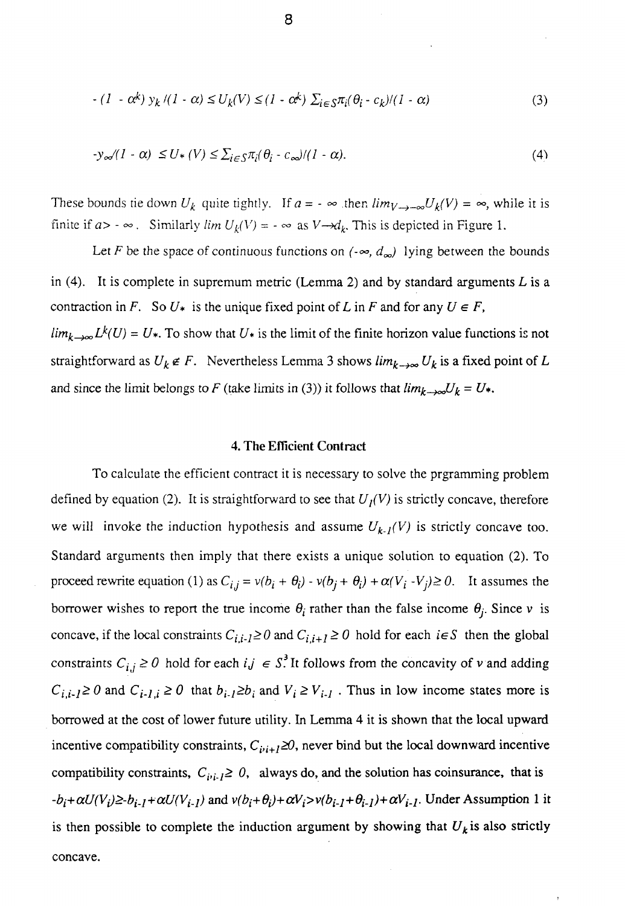$$-(1-\alpha^k)\, y_k/(1-\alpha) \leq U_k(V) \leq (1-\alpha^k)\, \Sigma_{i \in S}\pi_i(\theta_i - c_k)/(1-\alpha) \tag{3}$$

$$-y_\infty/(1-\alpha) \leq U_*(V) \leq \Sigma_{i \in S}\pi_i(\theta_i - c_\infty)/(1-\alpha). \tag{4}$$

These bounds tie down $U_k$ quite tightly. If $a = -\infty$ then $lim_{V \to -\infty} U_k(V) = \infty$, while it is finite if $a > -\infty$. Similarly $lim\ U_k(V) = -\infty$ as $V \to d_k$. This is depicted in Figure 1.

Let $F$ be the space of continuous functions on $(-\infty, d_\infty)$ lying between the bounds in (4). It is complete in supremum metric (Lemma 2) and by standard arguments $L$ is a contraction in $F$. So $U_*$ is the unique fixed point of $L$ in $F$ and for any $U \in F$, $lim_{k \to \infty} L^k(U) = U_*$. To show that $U_*$ is the limit of the finite horizon value functions is not straightforward as $U_k \notin F$. Nevertheless Lemma 3 shows $lim_{k \to \infty} U_k$ is a fixed point of $L$ and since the limit belongs to $F$ (take limits in (3)) it follows that $lim_{k \to \infty} U_k = U_*$.

## 4. The Efficient Contract

To calculate the efficient contract it is necessary to solve the prgramming problem defined by equation (2). It is straightforward to see that $U_1(V)$ is strictly concave, therefore we will invoke the induction hypothesis and assume $U_{k-1}(V)$ is strictly concave too. Standard arguments then imply that there exists a unique solution to equation (2). To proceed rewrite equation (1) as $C_{i,j} = v(b_i + \theta_i) - v(b_j + \theta_i) + \alpha(V_i - V_j) \geq 0$. It assumes the borrower wishes to report the true income $\theta_i$ rather than the false income $\theta_j$. Since $v$ is concave, if the local constraints $C_{i,i-1} \geq 0$ and $C_{i,i+1} \geq 0$ hold for each $i \in S$ then the global constraints $C_{i,j} \geq 0$ hold for each $i,j \in S$.[3] It follows from the concavity of $v$ and adding $C_{i,i-1} \geq 0$ and $C_{i-1,i} \geq 0$ that $b_{i-1} \geq b_i$ and $V_i \geq V_{i-1}$. Thus in low income states more is borrowed at the cost of lower future utility. In Lemma 4 it is shown that the local upward incentive compatibility constraints, $C_{i,i+1} \geq 0$, never bind but the local downward incentive compatibility constraints, $C_{i,i-1} \geq 0$, always do, and the solution has coinsurance, that is $-b_i + \alpha U(V_i) \geq -b_{i-1} + \alpha U(V_{i-1})$ and $v(b_i + \theta_i) + \alpha V_i > v(b_{i-1} + \theta_{i-1}) + \alpha V_{i-1}$. Under Assumption 1 it is then possible to complete the induction argument by showing that $U_k$ is also strictly concave.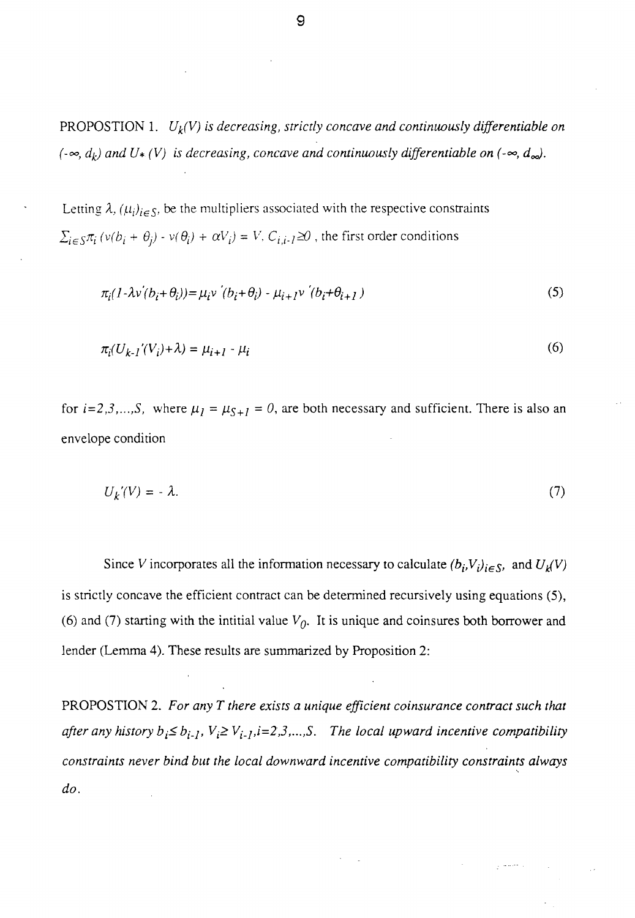PROPOSTION 1. *$U_k(V)$ is decreasing, strictly concave and continuously differentiable on $(-\infty, d_k)$ and $U_*(V)$ is decreasing, concave and continuously differentiable on $(-\infty, d_\infty)$.*

Letting $\lambda$, $(\mu_i)_{i\in S}$, be the multipliers associated with the respective constraints $\sum_{i\in S}\pi_i\,(v(b_i + \theta_i) - v(\theta_i) + \alpha V_i) = V$, $C_{i,i-1}\geq 0$ , the first order conditions

$$\pi_i(1-\lambda v'(b_i+\theta_i))=\mu_i v'(b_i+\theta_i) - \mu_{i+1} v'(b_i+\theta_{i+1}) \tag{5}$$

$$\pi_i(U_{k-1}'(V_i)+\lambda) = \mu_{i+1} - \mu_i \tag{6}$$

for $i=2,3,\ldots,S$, where $\mu_1 = \mu_{S+1} = 0$, are both necessary and sufficient. There is also an envelope condition

$$U_k'(V) = -\lambda. \tag{7}$$

Since $V$ incorporates all the information necessary to calculate $(b_i,V_i)_{i\in S}$, and $U_k(V)$ is strictly concave the efficient contract can be determined recursively using equations (5), (6) and (7) starting with the intitial value $V_0$. It is unique and coinsures both borrower and lender (Lemma 4). These results are summarized by Proposition 2:

PROPOSTION 2. *For any $T$ there exists a unique efficient coinsurance contract such that after any history $b_i\leq b_{i-1}$, $V_i\geq V_{i-1}$, $i=2,3,\ldots,S$. The local upward incentive compatibility constraints never bind but the local downward incentive compatibility constraints always do.*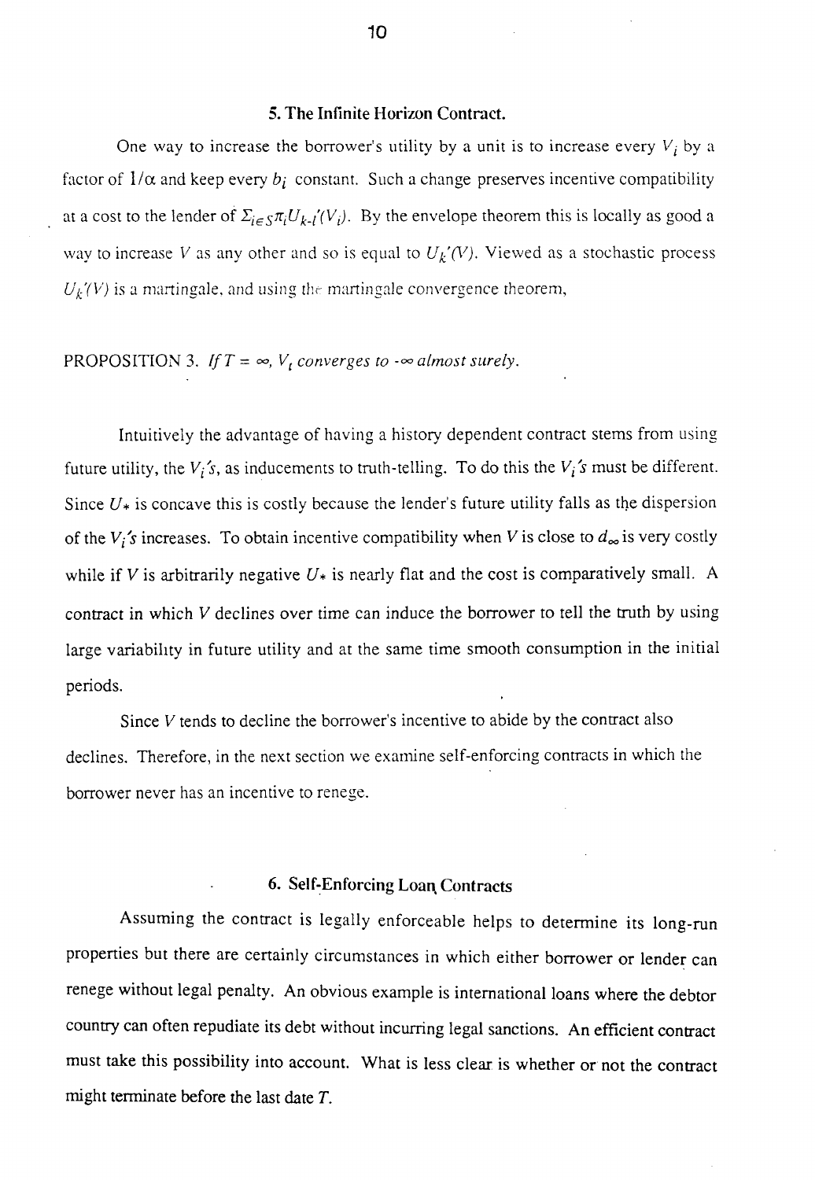## 5. The Infinite Horizon Contract.

One way to increase the borrower's utility by a unit is to increase every $V_i$ by a factor of $1/\alpha$ and keep every $b_i$ constant. Such a change preserves incentive compatibility at a cost to the lender of $\Sigma_{i \in S} \pi_i U_{k-1}'(V_i)$. By the envelope theorem this is locally as good a way to increase $V$ as any other and so is equal to $U_k'(V)$. Viewed as a stochastic process $U_k'(V)$ is a martingale, and using the martingale convergence theorem,

PROPOSITION 3. *If* $T = \infty$, $V_t$ *converges to* $-\infty$ *almost surely.*

Intuitively the advantage of having a history dependent contract stems from using future utility, the $V_i$'s, as inducements to truth-telling. To do this the $V_i$'s must be different. Since $U_*$ is concave this is costly because the lender's future utility falls as the dispersion of the $V_i$'s increases. To obtain incentive compatibility when $V$ is close to $d_\infty$ is very costly while if $V$ is arbitrarily negative $U_*$ is nearly flat and the cost is comparatively small. A contract in which $V$ declines over time can induce the borrower to tell the truth by using large variability in future utility and at the same time smooth consumption in the initial periods.

Since $V$ tends to decline the borrower's incentive to abide by the contract also declines. Therefore, in the next section we examine self-enforcing contracts in which the borrower never has an incentive to renege.

## 6. Self-Enforcing Loan Contracts

Assuming the contract is legally enforceable helps to determine its long-run properties but there are certainly circumstances in which either borrower or lender can renege without legal penalty. An obvious example is international loans where the debtor country can often repudiate its debt without incurring legal sanctions. An efficient contract must take this possibility into account. What is less clear is whether or not the contract might terminate before the last date $T$.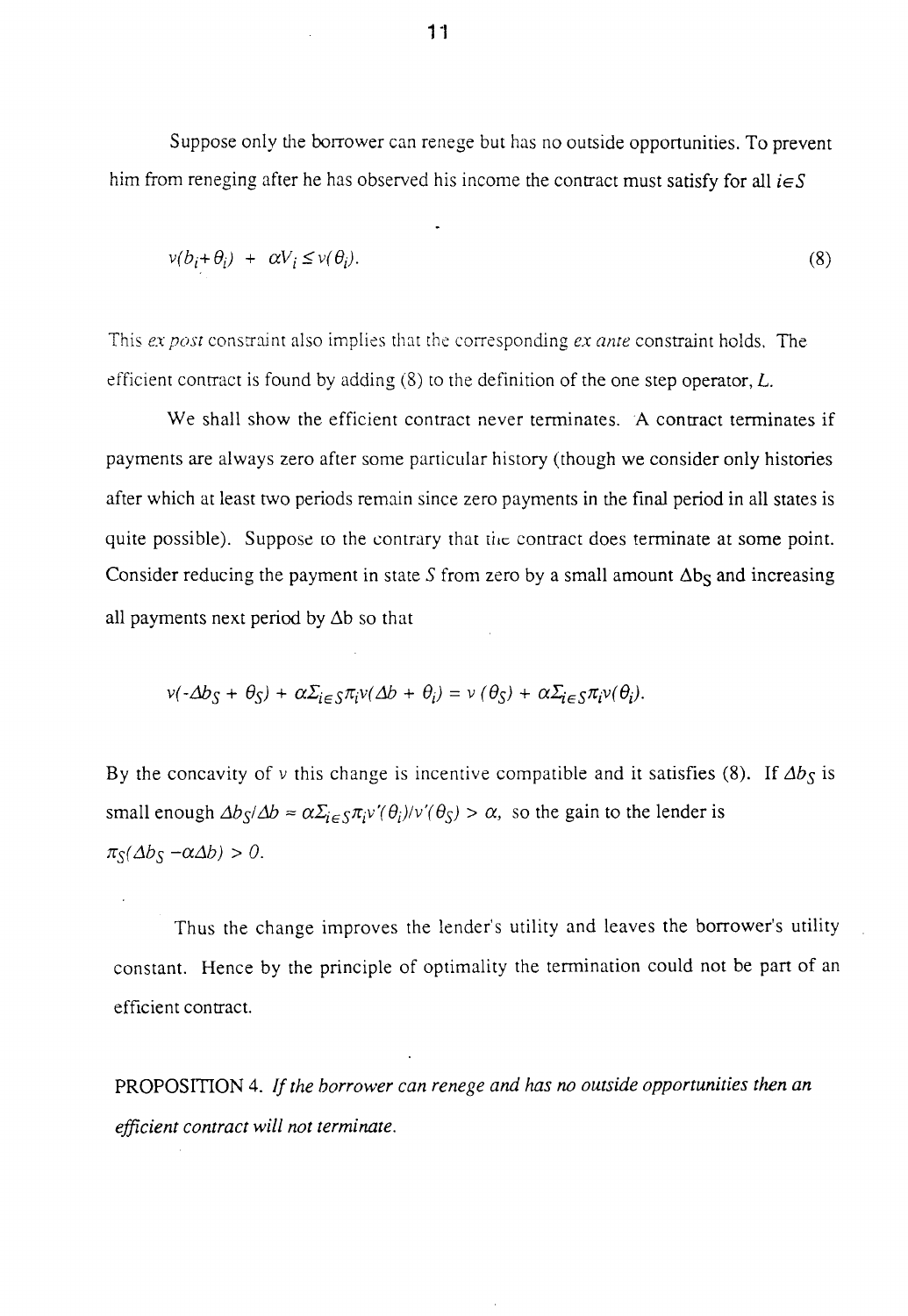Suppose only the borrower can renege but has no outside opportunities. To prevent him from reneging after he has observed his income the contract must satisfy for all $i \in S$

$$v(b_i + \theta_i) \; + \; \alpha V_i \leq v(\theta_i). \tag{8}$$

This *ex post* constraint also implies that the corresponding *ex ante* constraint holds. The efficient contract is found by adding (8) to the definition of the one step operator, $L$.

We shall show the efficient contract never terminates. A contract terminates if payments are always zero after some particular history (though we consider only histories after which at least two periods remain since zero payments in the final period in all states is quite possible). Suppose to the contrary that the contract does terminate at some point. Consider reducing the payment in state $S$ from zero by a small amount $\Delta b_S$ and increasing all payments next period by $\Delta b$ so that

$$v(-\Delta b_S + \theta_S) + \alpha \Sigma_{i \in S} \pi_i v(\Delta b + \theta_i) = v(\theta_S) + \alpha \Sigma_{i \in S} \pi_i v(\theta_i).$$

By the concavity of $v$ this change is incentive compatible and it satisfies (8). If $\Delta b_S$ is small enough $\Delta b_S / \Delta b \approx \alpha \Sigma_{i \in S} \pi_i v'(\theta_i) / v'(\theta_S) > \alpha$, so the gain to the lender is $\pi_S(\Delta b_S - \alpha \Delta b) > 0$.

Thus the change improves the lender's utility and leaves the borrower's utility constant. Hence by the principle of optimality the termination could not be part of an efficient contract.

PROPOSITION 4. *If the borrower can renege and has no outside opportunities then an efficient contract will not terminate.*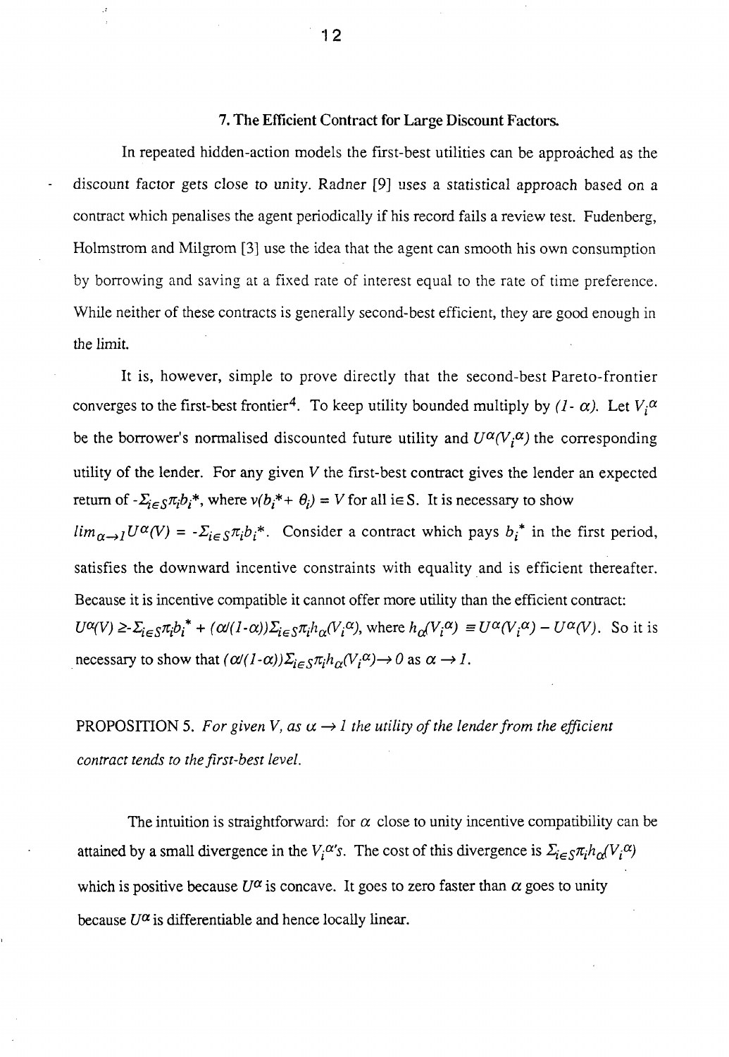## 7. The Efficient Contract for Large Discount Factors.

In repeated hidden-action models the first-best utilities can be approached as the discount factor gets close to unity. Radner [9] uses a statistical approach based on a contract which penalises the agent periodically if his record fails a review test. Fudenberg, Holmstrom and Milgrom [3] use the idea that the agent can smooth his own consumption by borrowing and saving at a fixed rate of interest equal to the rate of time preference. While neither of these contracts is generally second-best efficient, they are good enough in the limit.

It is, however, simple to prove directly that the second-best Pareto-frontier converges to the first-best frontier[4]. To keep utility bounded multiply by $(1-\alpha)$. Let $V_i^{\alpha}$ be the borrower's normalised discounted future utility and $U^{\alpha}(V_i^{\alpha})$ the corresponding utility of the lender. For any given $V$ the first-best contract gives the lender an expected return of $-\Sigma_{i\in S}\pi_i b_i^*$, where $v(b_i^* + \theta_i) = V$ for all $i \in S$. It is necessary to show $\lim_{\alpha\to 1} U^{\alpha}(V) = -\Sigma_{i\in S}\pi_i b_i^*$. Consider a contract which pays $b_i^*$ in the first period, satisfies the downward incentive constraints with equality and is efficient thereafter. Because it is incentive compatible it cannot offer more utility than the efficient contract: $U^{\alpha}(V) \geq -\Sigma_{i\in S}\pi_i b_i^* + (\alpha/(1-\alpha))\Sigma_{i\in S}\pi_i h_{\alpha}(V_i^{\alpha})$, where $h_{\alpha}(V_i^{\alpha}) \equiv U^{\alpha}(V_i^{\alpha}) - U^{\alpha}(V)$. So it is necessary to show that $(\alpha/(1-\alpha))\Sigma_{i\in S}\pi_i h_{\alpha}(V_i^{\alpha}) \to 0$ as $\alpha \to 1$.

PROPOSITION 5. *For given V, as $\alpha \to 1$ the utility of the lender from the efficient contract tends to the first-best level.*

The intuition is straightforward: for $\alpha$ close to unity incentive compatibility can be attained by a small divergence in the $V_i^{\alpha}$'s. The cost of this divergence is $\Sigma_{i\in S}\pi_i h_{\alpha}(V_i^{\alpha})$ which is positive because $U^{\alpha}$ is concave. It goes to zero faster than $\alpha$ goes to unity because $U^{\alpha}$ is differentiable and hence locally linear.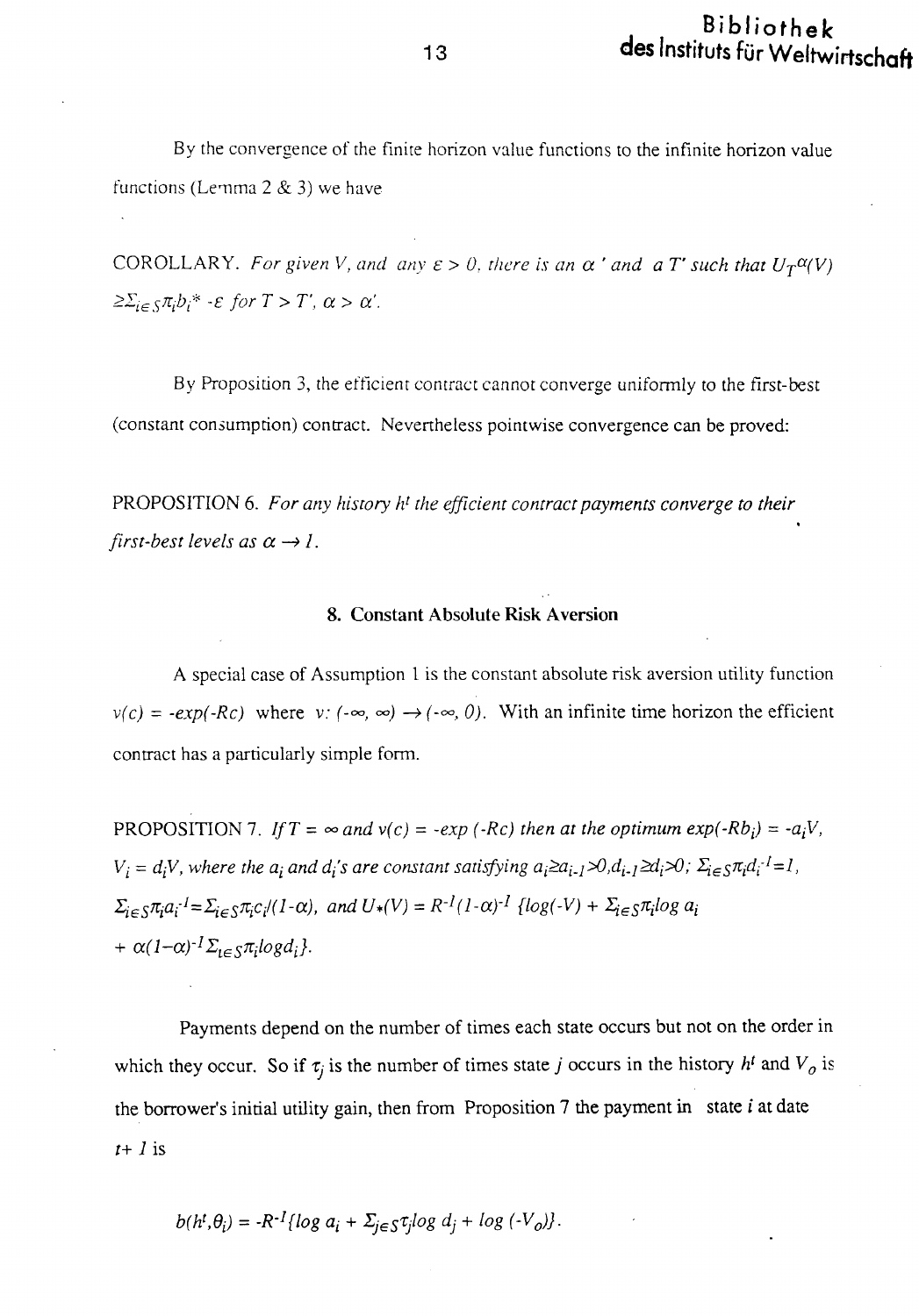By the convergence of the finite horizon value functions to the infinite horizon value functions (Lemma 2 & 3) we have

COROLLARY. *For given V, and any $\varepsilon > 0$, there is an $\alpha'$ and a $T'$ such that $U_T^{\alpha}(V) \geq \Sigma_{i\in S}\pi_i b_i^* - \varepsilon$ for $T > T'$, $\alpha > \alpha'$.*

By Proposition 3, the efficient contract cannot converge uniformly to the first-best (constant consumption) contract. Nevertheless pointwise convergence can be proved:

PROPOSITION 6. *For any history $h^t$ the efficient contract payments converge to their first-best levels as $\alpha \rightarrow 1$.*

### 8. Constant Absolute Risk Aversion

A special case of Assumption 1 is the constant absolute risk aversion utility function $v(c) = -exp(-Rc)$ where $v: (-\infty, \infty) \rightarrow (-\infty, 0)$. With an infinite time horizon the efficient contract has a particularly simple form.

PROPOSITION 7. *If $T = \infty$ and $v(c) = -exp(-Rc)$ then at the optimum $exp(-Rb_i) = -a_i V$, $V_i = d_i V$, where the $a_i$ and $d_i$'s are constant satisfying $a_i \geq a_{i-1} > 0, d_{i-1} \geq d_i > 0$; $\Sigma_{i\in S}\pi_i d_i^{-1} = 1$, $\Sigma_{i\in S}\pi_i a_i^{-1} = \Sigma_{i\in S}\pi_i c_i/(1-\alpha)$, and $U_*(V) = R^{-1}(1-\alpha)^{-1}\{log(-V) + \Sigma_{i\in S}\pi_i log\, a_i + \alpha(1-\alpha)^{-1}\Sigma_{i\in S}\pi_i log d_i\}$.*

Payments depend on the number of times each state occurs but not on the order in which they occur. So if $\tau_j$ is the number of times state $j$ occurs in the history $h^t$ and $V_0$ is the borrower's initial utility gain, then from Proposition 7 the payment in state $i$ at date $t+1$ is

$$b(h^t, \theta_i) = -R^{-1}\{log\, a_i + \Sigma_{j\in S}\tau_j log\, d_j + log\,(-V_0)\}.$$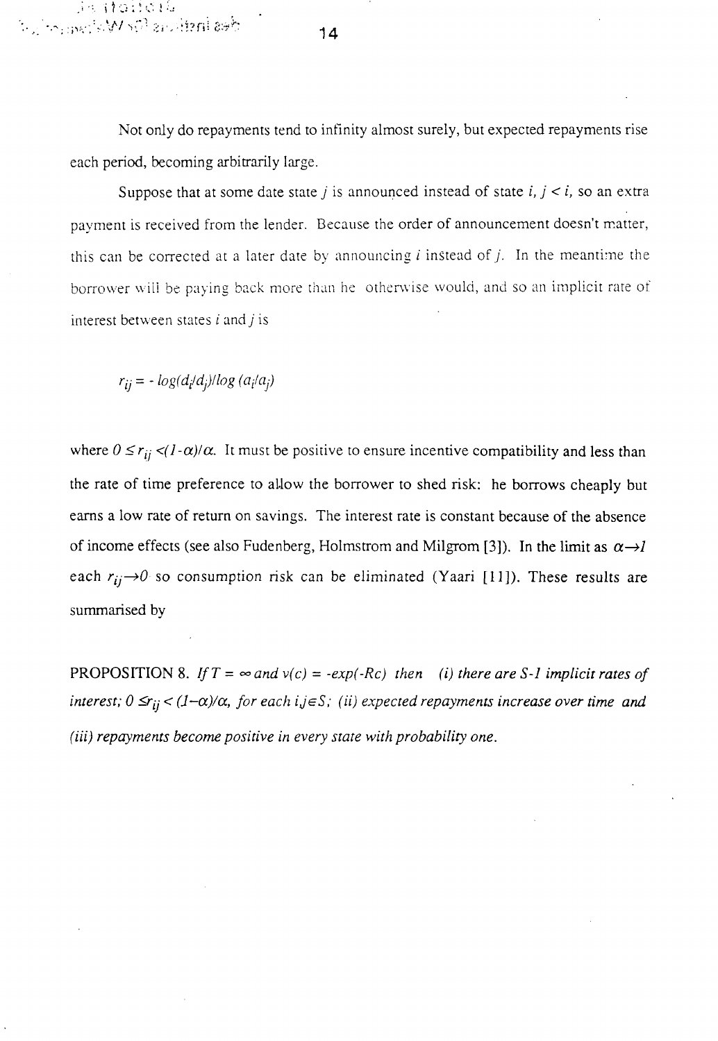Not only do repayments tend to infinity almost surely, but expected repayments rise each period, becoming arbitrarily large.

Suppose that at some date state $j$ is announced instead of state $i$, $j < i$, so an extra payment is received from the lender. Because the order of announcement doesn't matter, this can be corrected at a later date by announcing $i$ instead of $j$. In the meantime the borrower will be paying back more than he otherwise would, and so an implicit rate of interest between states $i$ and $j$ is

$$r_{ij} = - \log(d_i/d_j)/\log(a_i/a_j)$$

where $0 \leq r_{ij} < (1-\alpha)/\alpha$. It must be positive to ensure incentive compatibility and less than the rate of time preference to allow the borrower to shed risk: he borrows cheaply but earns a low rate of return on savings. The interest rate is constant because of the absence of income effects (see also Fudenberg, Holmstrom and Milgrom [3]). In the limit as $\alpha \to 1$ each $r_{ij} \to 0$ so consumption risk can be eliminated (Yaari [11]). These results are summarised by

PROPOSITION 8. *If $T = \infty$ and $v(c) = -\exp(-Rc)$ then (i) there are $S$-$1$ implicit rates of interest; $0 \leq r_{ij} < (1-\alpha)/\alpha$, for each $i,j \in S$; (ii) expected repayments increase over time and (iii) repayments become positive in every state with probability one.*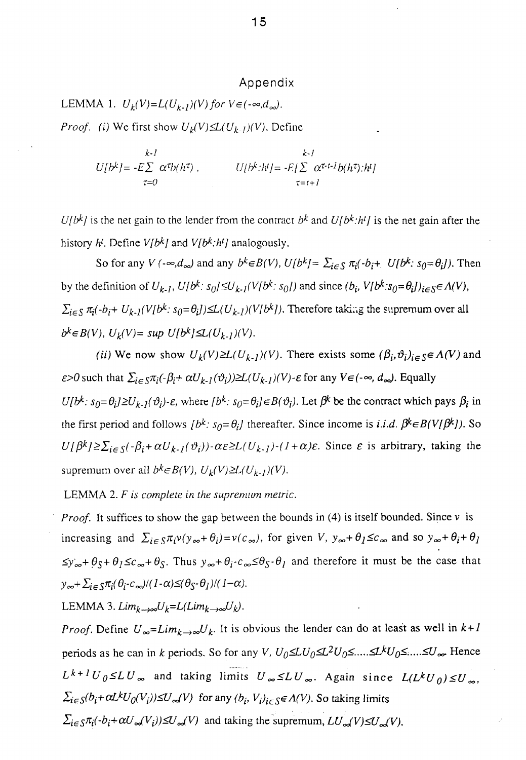## Appendix

LEMMA 1. $U_k(V)=L(U_{k-1})(V)$ *for* $V\in(-\infty,d_\infty)$.

*Proof.* (i) We first show $U_k(V)\leq L(U_{k-1})(V)$. Define

$$U[b^k]=-E\sum_{\tau=0}^{k-1}\alpha^\tau b(h^\tau), \qquad U[b^k:h^t]=-E[\sum_{\tau=t+1}^{k-1}\alpha^{\tau-t-1}b(h^\tau):h^t]$$

$U[b^k]$ is the net gain to the lender from the contract $b^k$ and $U[b^k:h^t]$ is the net gain after the history $h^t$. Define $V[b^k]$ and $V[b^k:h^t]$ analogously.

So for any $V$ $(-\infty,d_\infty)$ and any $b^k\in B(V)$, $U[b^k]=\sum_{i\in S}\pi_i(-b_i+U[b^k:s_0=\theta_i])$. Then by the definition of $U_{k-1}$, $U[b^k:s_0]\leq U_{k-1}(V[b^k:s_0])$ and since $(b_i,V[b^k:s_0=\theta_i])_{i\in S}\in\Lambda(V)$, $\sum_{i\in S}\pi_i(-b_i+U_{k-1}(V[b^k:s_0=\theta_i])\leq L(U_{k-1})(V[b^k])$. Therefore taking the supremum over all $b^k\in B(V)$, $U_k(V)=\sup U[b^k]\leq L(U_{k-1})(V)$.

(ii) We now show $U_k(V)\geq L(U_{k-1})(V)$. There exists some $(\beta_i,\vartheta_i)_{i\in S}\in\Lambda(V)$ and $\varepsilon>0$ such that $\sum_{i\in S}\pi_i(-\beta_i+\alpha U_{k-1}(\vartheta_i))\geq L(U_{k-1})(V)-\varepsilon$ for any $V\in(-\infty,d_\infty)$. Equally $U[b^k:s_0=\theta_i]\geq U_{k-1}(\vartheta_i)-\varepsilon$, where $[b^k:s_0=\theta_i]\in B(\vartheta_i)$. Let $\beta^k$ be the contract which pays $\beta_i$ in the first period and follows $[b^k:s_0=\theta_i]$ thereafter. Since income is *i.i.d.* $\beta^k\in B(V[\beta^k])$. So $U[\beta^k]\geq\sum_{i\in S}(-\beta_i+\alpha U_{k-1}(\vartheta_i))-\alpha\varepsilon\geq L(U_{k-1})-(1+\alpha)\varepsilon$. Since $\varepsilon$ is arbitrary, taking the supremum over all $b^k\in B(V)$, $U_k(V)\geq L(U_{k-1})(V)$.

LEMMA 2. *F is complete in the supremum metric.*

*Proof.* It suffices to show the gap between the bounds in (4) is itself bounded. Since $v$ is increasing and $\sum_{i\in S}\pi_i v(y_\infty+\theta_i)=v(c_\infty)$, for given $V$, $y_\infty+\theta_1\leq c_\infty$ and so $y_\infty+\theta_i+\theta_1\leq y_\infty+\theta_S+\theta_1\leq c_\infty+\theta_S$. Thus $y_\infty+\theta_i-c_\infty\leq\theta_S-\theta_1$ and therefore it must be the case that $y_\infty+\sum_{i\in S}\pi_i(\theta_i-c_\infty)/(1-\alpha)\leq(\theta_S-\theta_1)/(1-\alpha)$.

LEMMA 3. $Lim_{k\to\infty}U_k=L(Lim_{k\to\infty}U_k)$.

*Proof.* Define $U_\infty=Lim_{k\to\infty}U_k$. It is obvious the lender can do at least as well in $k+1$ periods as he can in $k$ periods. So for any $V$, $U_0\leq LU_0\leq L^2U_0\leq\ldots\ldots\leq L^kU_0\leq\ldots\ldots\leq U_\infty$. Hence $L^{k+1}U_0\leq LU_\infty$ and taking limits $U_\infty\leq LU_\infty$. Again since $L(L^kU_0)\leq U_\infty$, $\sum_{i\in S}(b_i+\alpha L^kU_0(V_i))\leq U_\infty(V)$ for any $(b_i,V_i)_{i\in S}\in\Lambda(V)$. So taking limits $\sum_{i\in S}\pi_i(-b_i+\alpha U_\infty(V_i))\leq U_\infty(V)$ and taking the supremum, $LU_\infty(V)\leq U_\infty(V)$.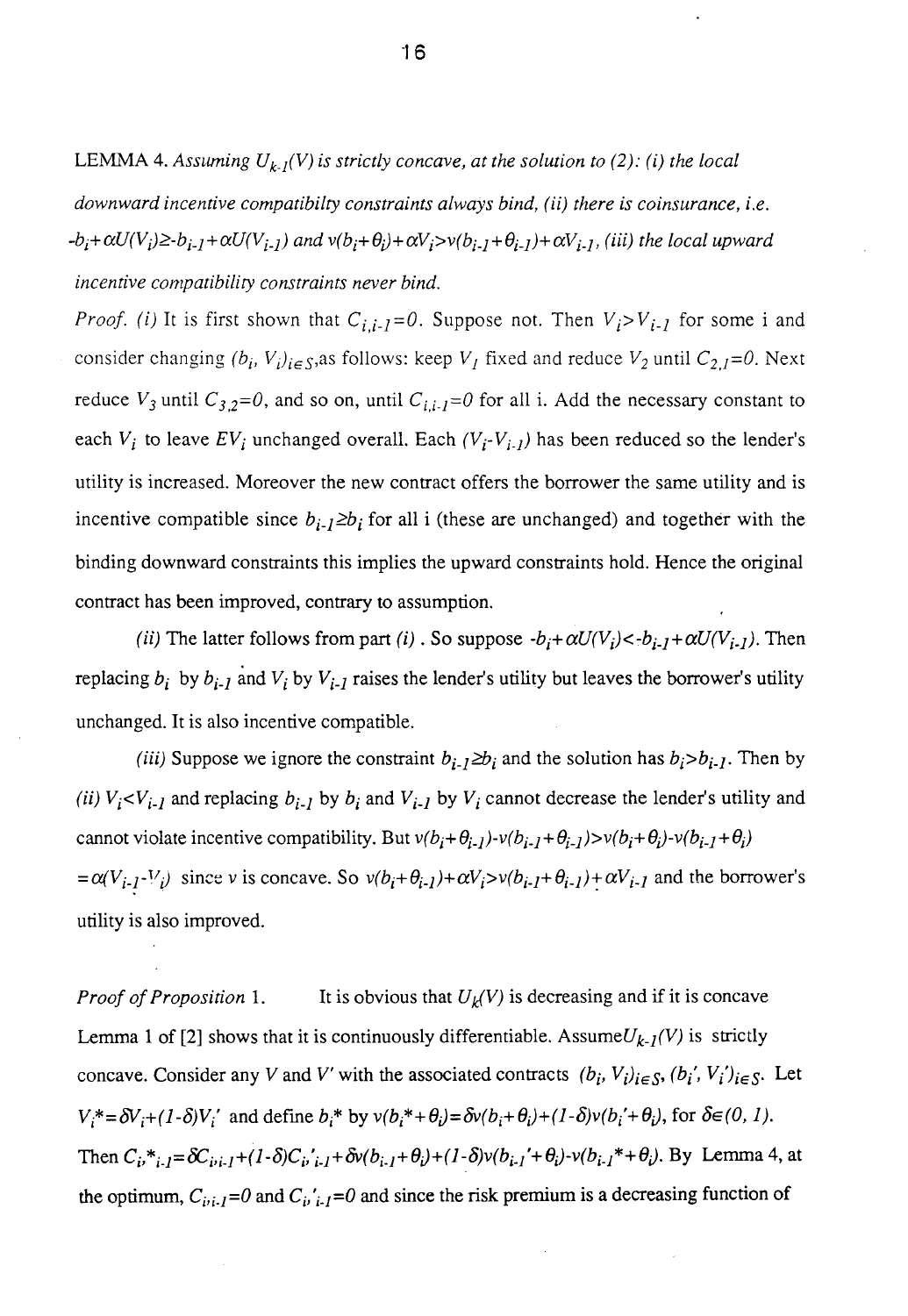LEMMA 4. *Assuming $U_{k-1}(V)$ is strictly concave, at the solution to (2): (i) the local downward incentive compatibilty constraints always bind, (ii) there is coinsurance, i.e. $-b_i+\alpha U(V_i)\geq -b_{i-1}+\alpha U(V_{i-1})$ and $v(b_i+\theta_i)+\alpha V_i > v(b_{i-1}+\theta_{i-1})+\alpha V_{i-1}$, (iii) the local upward incentive compatibility constraints never bind.*

*Proof.* *(i)* It is first shown that $C_{i,i-1}=0$. Suppose not. Then $V_i > V_{i-1}$ for some i and consider changing $(b_i, V_i)_{i\in S}$,as follows: keep $V_1$ fixed and reduce $V_2$ until $C_{2,1}=0$. Next reduce $V_3$ until $C_{3,2}=0$, and so on, until $C_{i,i-1}=0$ for all i. Add the necessary constant to each $V_i$ to leave $EV_i$ unchanged overall. Each $(V_i-V_{i-1})$ has been reduced so the lender's utility is increased. Moreover the new contract offers the borrower the same utility and is incentive compatible since $b_{i-1}\geq b_i$ for all i (these are unchanged) and together with the binding downward constraints this implies the upward constraints hold. Hence the original contract has been improved, contrary to assumption.

*(ii)* The latter follows from part *(i)*. So suppose $-b_i+\alpha U(V_i) < -b_{i-1}+\alpha U(V_{i-1})$. Then replacing $b_i$ by $b_{i-1}$ and $V_i$ by $V_{i-1}$ raises the lender's utility but leaves the borrower's utility unchanged. It is also incentive compatible.

*(iii)* Suppose we ignore the constraint $b_{i-1}\geq b_i$ and the solution has $b_i > b_{i-1}$. Then by *(ii)* $V_i < V_{i-1}$ and replacing $b_{i-1}$ by $b_i$ and $V_{i-1}$ by $V_i$ cannot decrease the lender's utility and cannot violate incentive compatibility. But $v(b_i+\theta_{i-1})-v(b_{i-1}+\theta_{i-1}) > v(b_i+\theta_i)-v(b_{i-1}+\theta_i)$ $=\alpha(V_{i-1}-V_i)$ since $v$ is concave. So $v(b_i+\theta_{i-1})+\alpha V_i > v(b_{i-1}+\theta_{i-1})+\alpha V_{i-1}$ and the borrower's utility is also improved.

*Proof of Proposition* 1. It is obvious that $U_k(V)$ is decreasing and if it is concave Lemma 1 of [2] shows that it is continuously differentiable. Assume $U_{k-1}(V)$ is strictly concave. Consider any $V$ and $V'$ with the associated contracts $(b_i, V_i)_{i\in S}$, $(b_i', V_i')_{i\in S}$. Let $V_i^*=\delta V_i+(1-\delta)V_i'$ and define $b_i^*$ by $v(b_i^*+\theta_i)=\delta v(b_i+\theta_i)+(1-\delta)v(b_i'+\theta_i)$, for $\delta\in(0, 1)$. Then $C_{i,}^*{}_{i-1}=\delta C_{i,i-1}+(1-\delta)C_{i,}'{}_{i-1}+\delta v(b_{i-1}+\theta_i)+(1-\delta)v(b_{i-1}'+\theta_i)-v(b_{i-1}^*+\theta_i)$. By Lemma 4, at the optimum, $C_{i,i-1}=0$ and $C_{i,}'{}_{i-1}=0$ and since the risk premium is a decreasing function of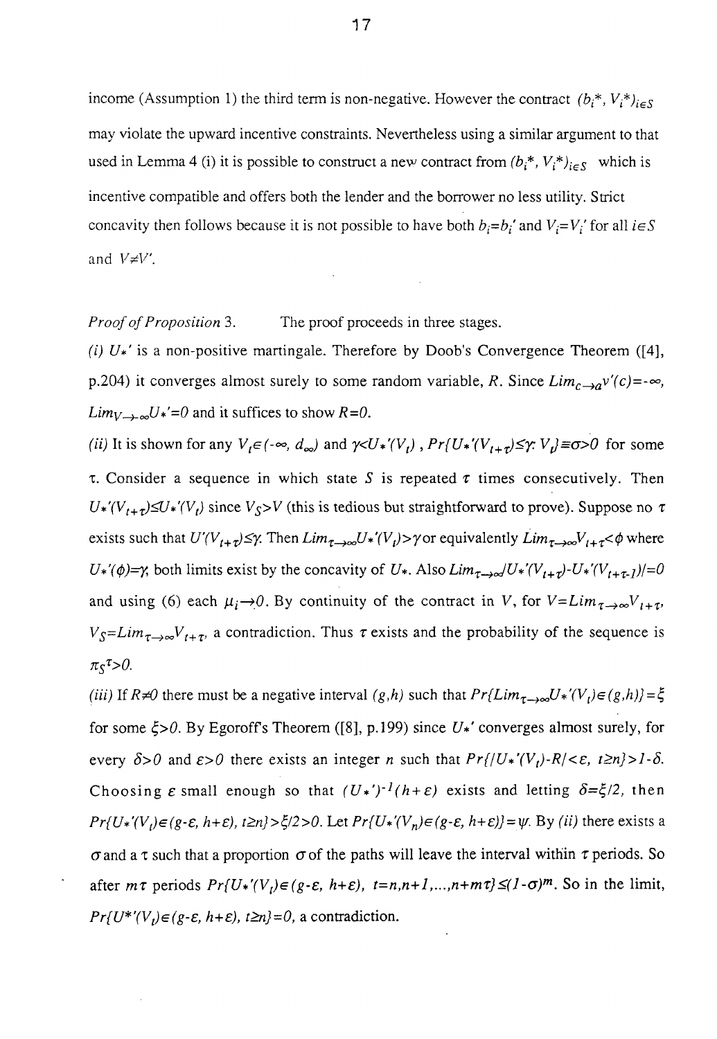income (Assumption 1) the third term is non-negative. However the contract $(b_i^*, V_i^*)_{i\in S}$ may violate the upward incentive constraints. Nevertheless using a similar argument to that used in Lemma 4 (i) it is possible to construct a new contract from $(b_i^*, V_i^*)_{i\in S}$ which is incentive compatible and offers both the lender and the borrower no less utility. Strict concavity then follows because it is not possible to have both $b_i=b_i'$ and $V_i=V_i'$ for all $i\in S$ and $V\neq V'$.

*Proof of Proposition* 3. The proof proceeds in three stages.

*(i)* $U_*'$ is a non-positive martingale. Therefore by Doob's Convergence Theorem ([4], p.204) it converges almost surely to some random variable, $R$. Since $Lim_{c\to a}v'(c)=-\infty$, $Lim_{V\to-\infty}U_*'=0$ and it suffices to show $R=0$.

*(ii)* It is shown for any $V_t\in(-\infty, d_\infty)$ and $\gamma<U_*'(V_t)$, $Pr\{U_*'(V_{t+\tau})\leq\gamma; V_t\}\equiv\sigma>0$ for some $\tau$. Consider a sequence in which state $S$ is repeated $\tau$ times consecutively. Then $U_*'(V_{t+\tau})\leq U_*'(V_t)$ since $V_S>V$ (this is tedious but straightforward to prove). Suppose no $\tau$ exists such that $U'(V_{t+\tau})\leq\gamma$. Then $Lim_{\tau\to\infty}U_*'(V_t)>\gamma$ or equivalently $Lim_{\tau\to\infty}V_{t+\tau}<\phi$ where $U_*'(\phi)=\gamma$; both limits exist by the concavity of $U_*$. Also $Lim_{\tau\to\infty}[U_*'(V_{t+\tau})-U_*'(V_{t+\tau-1})]=0$ and using (6) each $\mu_i\to 0$. By continuity of the contract in $V$, for $V=Lim_{\tau\to\infty}V_{t+\tau}$, $V_S=Lim_{\tau\to\infty}V_{t+\tau}$, a contradiction. Thus $\tau$ exists and the probability of the sequence is $\pi_S^{\tau}>0$.

*(iii)* If $R\neq 0$ there must be a negative interval $(g,h)$ such that $Pr\{Lim_{\tau\to\infty}U_*'(V_t)\in(g,h)\}=\xi$ for some $\xi>0$. By Egoroff's Theorem ([8], p.199) since $U_*'$ converges almost surely, for every $\delta>0$ and $\varepsilon>0$ there exists an integer $n$ such that $Pr\{|U_*'(V_t)-R|<\varepsilon,\ t\geq n\}>1-\delta$. Choosing $\varepsilon$ small enough so that $(U_*')^{-1}(h+\varepsilon)$ exists and letting $\delta=\xi/2$, then $Pr\{U_*'(V_t)\in(g-\varepsilon, h+\varepsilon),\ t\geq n\}>\xi/2>0$. Let $Pr\{U_*'(V_n)\in(g-\varepsilon, h+\varepsilon)\}=\psi$. By *(ii)* there exists a $\sigma$ and a $\tau$ such that a proportion $\sigma$ of the paths will leave the interval within $\tau$ periods. So after $m\tau$ periods $Pr\{U_*'(V_t)\in(g-\varepsilon, h+\varepsilon),\ t=n,n+1,...,n+m\tau\}\leq(1-\sigma)^m$. So in the limit, $Pr\{U^{*\prime}(V_t)\in(g-\varepsilon, h+\varepsilon),\ t\geq n\}=0$, a contradiction.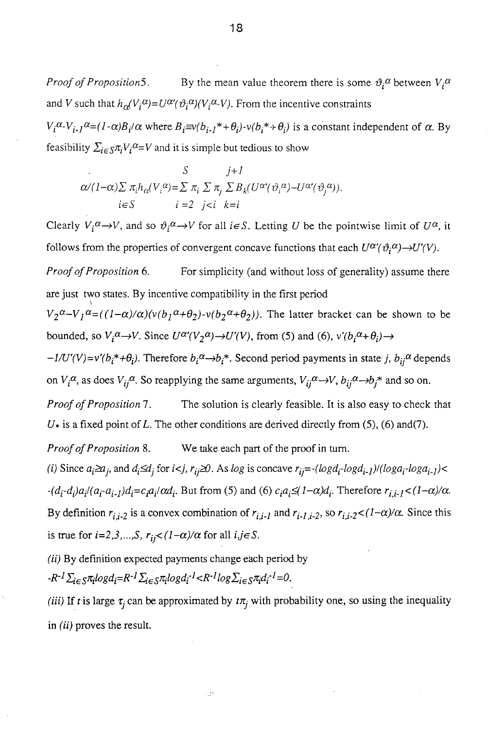*Proof of Proposition5.* By the mean value theorem there is some $\vartheta_i^\alpha$ between $V_i^\alpha$ and $V$ such that $h_\alpha(V_i^\alpha)=U^{\alpha\prime}(\vartheta_i^\alpha)(V_i^\alpha-V)$. From the incentive constraints $V_i^\alpha-V_{i-1}^\alpha=(1-\alpha)B_i/\alpha$ where $B_i\equiv v(b_{i-1}^*+\theta_i)-v(b_i^*+\theta_i)$ is a constant independent of $\alpha$. By feasibility $\Sigma_{i\in S}\pi_i V_i^\alpha=V$ and it is simple but tedious to show

$$\alpha/(1-\alpha)\sum_{i\in S}\pi_i h_\alpha(V_i^\alpha)=\sum_{i=2}^{S}\pi_i\sum_{j<i}\pi_j\sum_{k=i}^{j+1}B_k(U^{\alpha\prime}(\vartheta_i^\alpha)-U^{\alpha\prime}(\vartheta_j^\alpha)).$$

Clearly $V_i^\alpha\rightarrow V$, and so $\vartheta_i^\alpha\rightarrow V$ for all $i\in S$. Letting $U$ be the pointwise limit of $U^\alpha$, it follows from the properties of convergent concave functions that each $U^{\alpha\prime}(\vartheta_i^\alpha)\rightarrow U'(V)$.

*Proof of Proposition 6.* For simplicity (and without loss of generality) assume there are just two states. By incentive compatibility in the first period $V_2^\alpha-V_1^\alpha=((1-\alpha)/\alpha)(v(b_1^\alpha+\theta_2)-v(b_2^\alpha+\theta_2))$. The latter bracket can be shown to be bounded, so $V_i^\alpha\rightarrow V$. Since $U^{\alpha\prime}(V_2^\alpha)\rightarrow U'(V)$, from (5) and (6), $v'(b_i^\alpha+\theta_i)\rightarrow -1/U'(V)=v'(b_i^*+\theta_i)$. Therefore $b_i^\alpha\rightarrow b_i^*$. Second period payments in state $j$, $b_{ij}^\alpha$ depends on $V_i^\alpha$, as does $V_{ij}^\alpha$. So reapplying the same arguments, $V_{ij}^\alpha\rightarrow V$, $b_{ij}^\alpha\rightarrow b_j^*$ and so on.

*Proof of Proposition 7.* The solution is clearly feasible. It is also easy to check that $U_*$ is a fixed point of $L$. The other conditions are derived directly from (5), (6) and(7).

*Proof of Proposition 8.* We take each part of the proof in turn.

*(i)* Since $a_i\geq a_j$, and $d_i\leq d_j$ for $i<j$, $r_{ij}\geq 0$. As $log$ is concave $r_{ij}=-(logd_i-logd_{i-1})/(loga_i-loga_{i-1})<-(d_i-d_i)a_i/(a_i-a_{i-1})d_i=c_ia_i/\alpha d_i$. But from (5) and (6) $c_ia_i\leq(1-\alpha)d_i$. Therefore $r_{i,i-1}<(1-\alpha)/\alpha$. By definition $r_{i,i-2}$ is a convex combination of $r_{i,i-1}$ and $r_{i-1,i-2}$, so $r_{i,i-2}<(1-\alpha)/\alpha$. Since this is true for $i=2,3,...,S$, $r_{ij}<(1-\alpha)/\alpha$ for all $i,j\in S$.

*(ii)* By definition expected payments change each period by $-R^{-1}\Sigma_{i\in S}\pi_i logd_i=R^{-1}\Sigma_{i\in S}\pi_i logd_i^{-1}<R^{-1}log\Sigma_{i\in S}\pi_i d_i^{-1}=0$.

*(iii)* If $t$ is large $\tau_j$ can be approximated by $t\pi_j$ with probability one, so using the inequality in *(ii)* proves the result.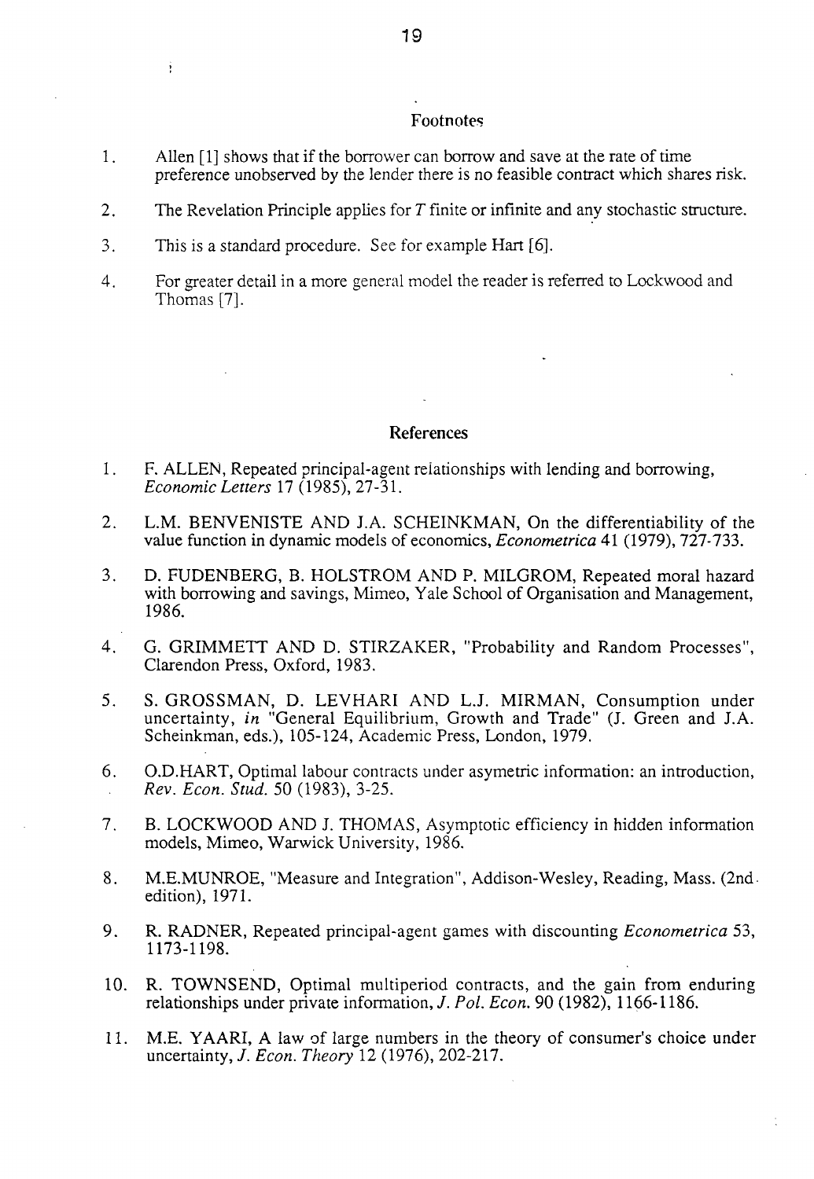## Footnotes

1. Allen [1] shows that if the borrower can borrow and save at the rate of time preference unobserved by the lender there is no feasible contract which shares risk.

2. The Revelation Principle applies for $T$ finite or infinite and any stochastic structure.

3. This is a standard procedure. See for example Hart [6].

4. For greater detail in a more general model the reader is referred to Lockwood and Thomas [7].

## References

1. F. ALLEN, Repeated principal-agent relationships with lending and borrowing, *Economic Letters* 17 (1985), 27-31.

2. L.M. BENVENISTE AND J.A. SCHEINKMAN, On the differentiability of the value function in dynamic models of economics, *Econometrica* 41 (1979), 727-733.

3. D. FUDENBERG, B. HOLSTROM AND P. MILGROM, Repeated moral hazard with borrowing and savings, Mimeo, Yale School of Organisation and Management, 1986.

4. G. GRIMMETT AND D. STIRZAKER, "Probability and Random Processes", Clarendon Press, Oxford, 1983.

5. S. GROSSMAN, D. LEVHARI AND L.J. MIRMAN, Consumption under uncertainty, *in* "General Equilibrium, Growth and Trade" (J. Green and J.A. Scheinkman, eds.), 105-124, Academic Press, London, 1979.

6. O.D.HART, Optimal labour contracts under asymetric information: an introduction, *Rev. Econ. Stud.* 50 (1983), 3-25.

7. B. LOCKWOOD AND J. THOMAS, Asymptotic efficiency in hidden information models, Mimeo, Warwick University, 1986.

8. M.E.MUNROE, "Measure and Integration", Addison-Wesley, Reading, Mass. (2nd edition), 1971.

9. R. RADNER, Repeated principal-agent games with discounting *Econometrica* 53, 1173-1198.

10. R. TOWNSEND, Optimal multiperiod contracts, and the gain from enduring relationships under private information, *J. Pol. Econ.* 90 (1982), 1166-1186.

11. M.E. YAARI, A law of large numbers in the theory of consumer's choice under uncertainty, *J. Econ. Theory* 12 (1976), 202-217.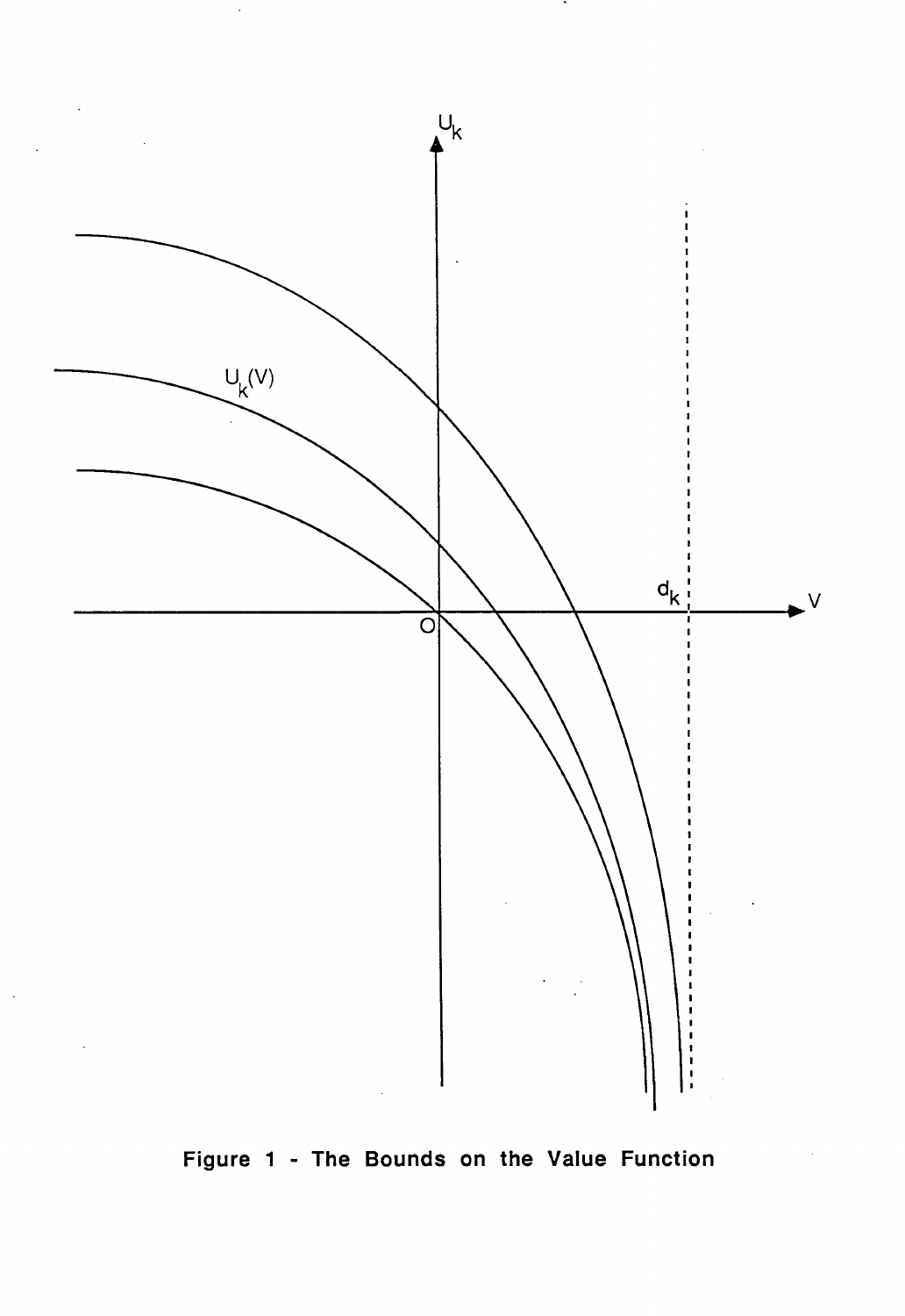$U_k$

$U_k(V)$

$d_k$

$V$

O

**Figure 1 - The Bounds on the Value Function**